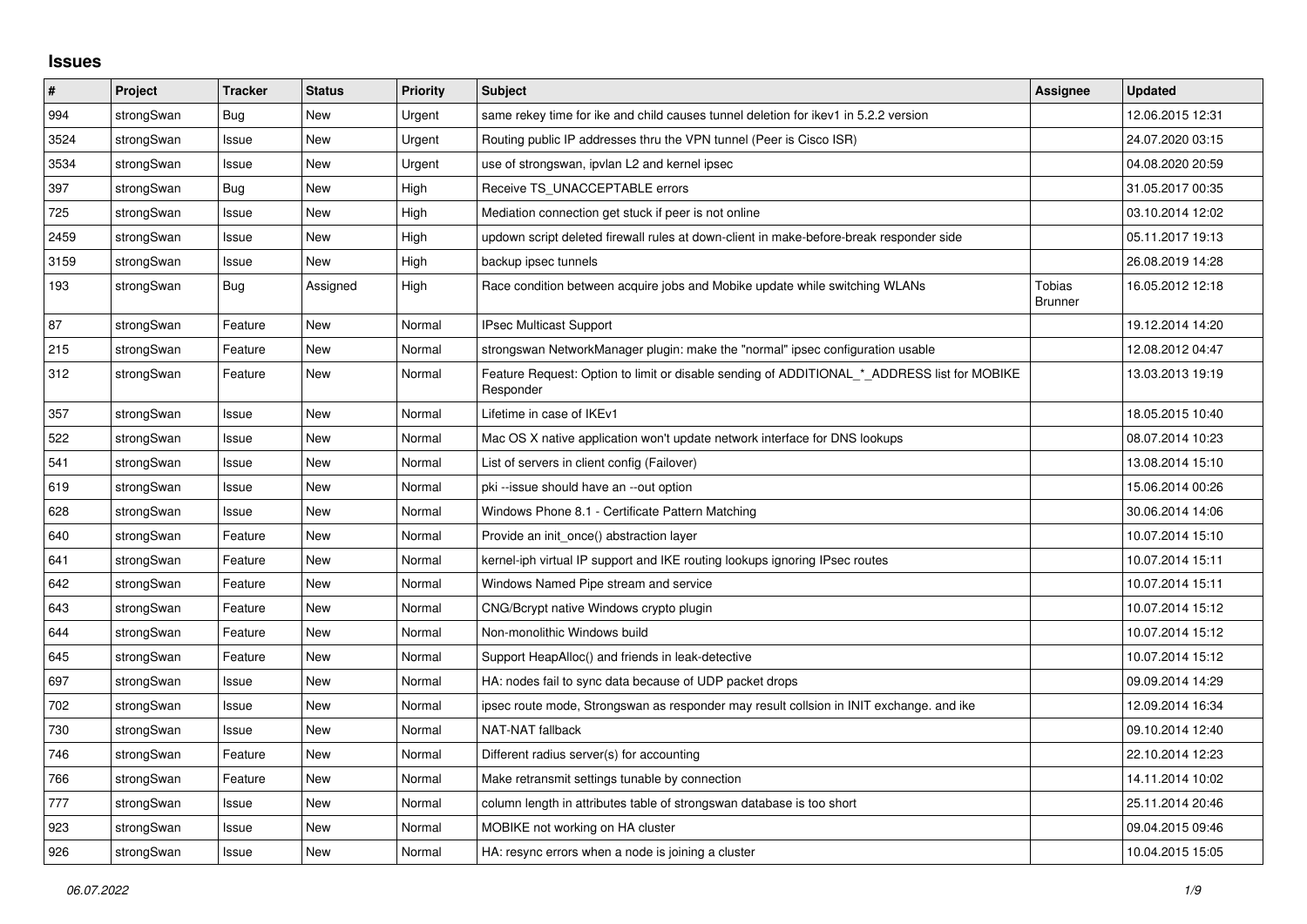# Issues

| # | Project | Tracker | Status | Priority | Subject | Assignee | Updated |
|---|---|---|---|---|---|---|---|
| 994 | strongSwan | Bug | New | Urgent | same rekey time for ike and child causes tunnel deletion for ikev1 in 5.2.2 version | | 12.06.2015 12:31 |
| 3524 | strongSwan | Issue | New | Urgent | Routing public IP addresses thru the VPN tunnel (Peer is Cisco ISR) | | 24.07.2020 03:15 |
| 3534 | strongSwan | Issue | New | Urgent | use of strongswan, ipvlan L2 and kernel ipsec | | 04.08.2020 20:59 |
| 397 | strongSwan | Bug | New | High | Receive TS_UNACCEPTABLE errors | | 31.05.2017 00:35 |
| 725 | strongSwan | Issue | New | High | Mediation connection get stuck if peer is not online | | 03.10.2014 12:02 |
| 2459 | strongSwan | Issue | New | High | updown script deleted firewall rules at down-client in make-before-break responder side | | 05.11.2017 19:13 |
| 3159 | strongSwan | Issue | New | High | backup ipsec tunnels | | 26.08.2019 14:28 |
| 193 | strongSwan | Bug | Assigned | High | Race condition between acquire jobs and Mobike update while switching WLANs | Tobias Brunner | 16.05.2012 12:18 |
| 87 | strongSwan | Feature | New | Normal | IPsec Multicast Support | | 19.12.2014 14:20 |
| 215 | strongSwan | Feature | New | Normal | strongswan NetworkManager plugin: make the "normal" ipsec configuration usable | | 12.08.2012 04:47 |
| 312 | strongSwan | Feature | New | Normal | Feature Request: Option to limit or disable sending of ADDITIONAL_*_ADDRESS list for MOBIKE Responder | | 13.03.2013 19:19 |
| 357 | strongSwan | Issue | New | Normal | Lifetime in case of IKEv1 | | 18.05.2015 10:40 |
| 522 | strongSwan | Issue | New | Normal | Mac OS X native application won't update network interface for DNS lookups | | 08.07.2014 10:23 |
| 541 | strongSwan | Issue | New | Normal | List of servers in client config (Failover) | | 13.08.2014 15:10 |
| 619 | strongSwan | Issue | New | Normal | pki --issue should have an --out option | | 15.06.2014 00:26 |
| 628 | strongSwan | Issue | New | Normal | Windows Phone 8.1 - Certificate Pattern Matching | | 30.06.2014 14:06 |
| 640 | strongSwan | Feature | New | Normal | Provide an init_once() abstraction layer | | 10.07.2014 15:10 |
| 641 | strongSwan | Feature | New | Normal | kernel-iph virtual IP support and IKE routing lookups ignoring IPsec routes | | 10.07.2014 15:11 |
| 642 | strongSwan | Feature | New | Normal | Windows Named Pipe stream and service | | 10.07.2014 15:11 |
| 643 | strongSwan | Feature | New | Normal | CNG/Bcrypt native Windows crypto plugin | | 10.07.2014 15:12 |
| 644 | strongSwan | Feature | New | Normal | Non-monolithic Windows build | | 10.07.2014 15:12 |
| 645 | strongSwan | Feature | New | Normal | Support HeapAlloc() and friends in leak-detective | | 10.07.2014 15:12 |
| 697 | strongSwan | Issue | New | Normal | HA: nodes fail to sync data because of UDP packet drops | | 09.09.2014 14:29 |
| 702 | strongSwan | Issue | New | Normal | ipsec route mode, Strongswan as responder may result collsion in INIT exchange. and ike | | 12.09.2014 16:34 |
| 730 | strongSwan | Issue | New | Normal | NAT-NAT fallback | | 09.10.2014 12:40 |
| 746 | strongSwan | Feature | New | Normal | Different radius server(s) for accounting | | 22.10.2014 12:23 |
| 766 | strongSwan | Feature | New | Normal | Make retransmit settings tunable by connection | | 14.11.2014 10:02 |
| 777 | strongSwan | Issue | New | Normal | column length in attributes table of strongswan database is too short | | 25.11.2014 20:46 |
| 923 | strongSwan | Issue | New | Normal | MOBIKE not working on HA cluster | | 09.04.2015 09:46 |
| 926 | strongSwan | Issue | New | Normal | HA: resync errors when a node is joining a cluster | | 10.04.2015 15:05 |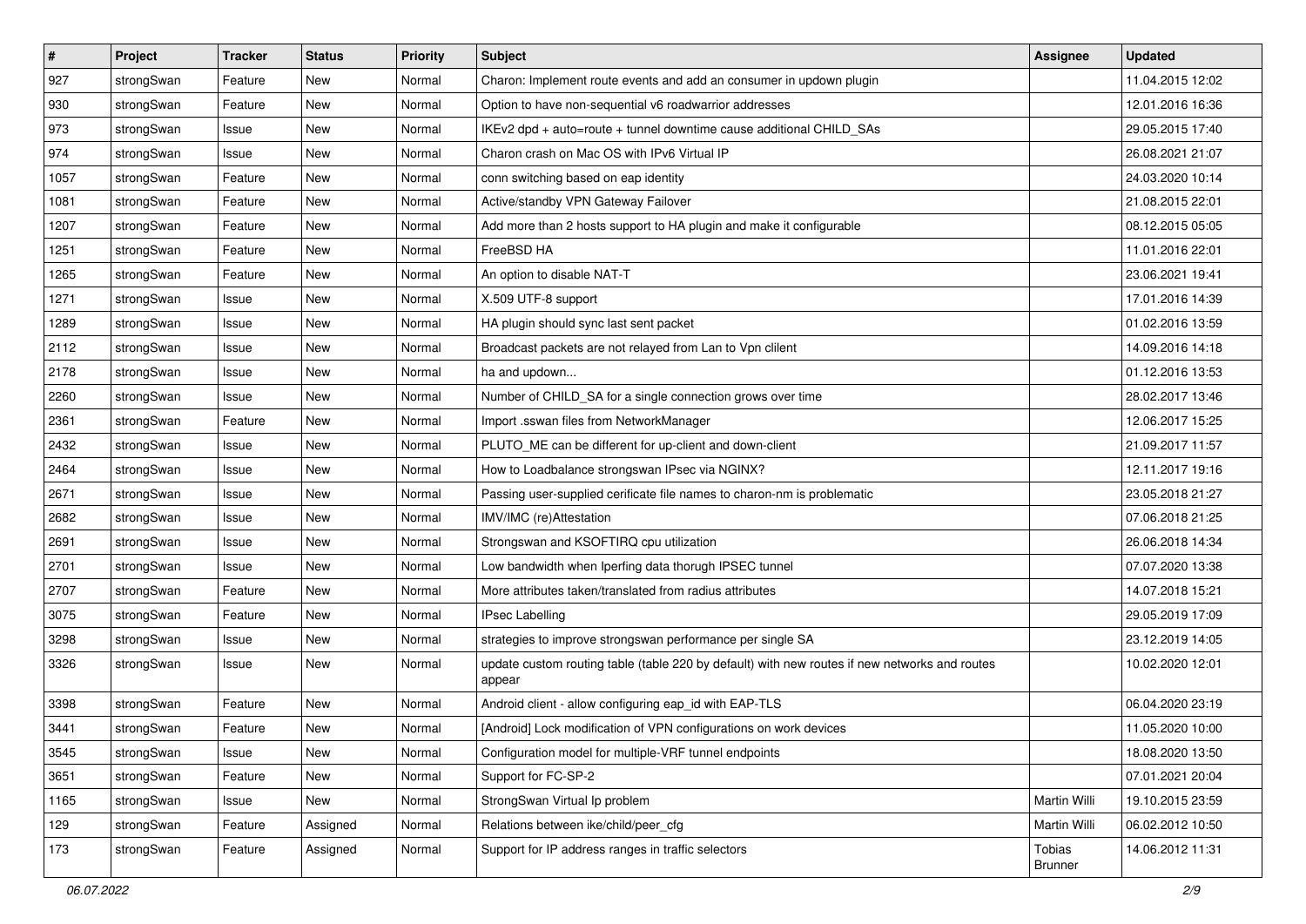| # | Project | Tracker | Status | Priority | Subject | Assignee | Updated |
|---|---|---|---|---|---|---|---|
| 927 | strongSwan | Feature | New | Normal | Charon: Implement route events and add an consumer in updown plugin | | 11.04.2015 12:02 |
| 930 | strongSwan | Feature | New | Normal | Option to have non-sequential v6 roadwarrior addresses | | 12.01.2016 16:36 |
| 973 | strongSwan | Issue | New | Normal | IKEv2 dpd + auto=route + tunnel downtime cause additional CHILD_SAs | | 29.05.2015 17:40 |
| 974 | strongSwan | Issue | New | Normal | Charon crash on Mac OS with IPv6 Virtual IP | | 26.08.2021 21:07 |
| 1057 | strongSwan | Feature | New | Normal | conn switching based on eap identity | | 24.03.2020 10:14 |
| 1081 | strongSwan | Feature | New | Normal | Active/standby VPN Gateway Failover | | 21.08.2015 22:01 |
| 1207 | strongSwan | Feature | New | Normal | Add more than 2 hosts support to HA plugin and make it configurable | | 08.12.2015 05:05 |
| 1251 | strongSwan | Feature | New | Normal | FreeBSD HA | | 11.01.2016 22:01 |
| 1265 | strongSwan | Feature | New | Normal | An option to disable NAT-T | | 23.06.2021 19:41 |
| 1271 | strongSwan | Issue | New | Normal | X.509 UTF-8 support | | 17.01.2016 14:39 |
| 1289 | strongSwan | Issue | New | Normal | HA plugin should sync last sent packet | | 01.02.2016 13:59 |
| 2112 | strongSwan | Issue | New | Normal | Broadcast packets are not relayed from Lan to Vpn clilent | | 14.09.2016 14:18 |
| 2178 | strongSwan | Issue | New | Normal | ha and updown... | | 01.12.2016 13:53 |
| 2260 | strongSwan | Issue | New | Normal | Number of CHILD_SA for a single connection grows over time | | 28.02.2017 13:46 |
| 2361 | strongSwan | Feature | New | Normal | Import .sswan files from NetworkManager | | 12.06.2017 15:25 |
| 2432 | strongSwan | Issue | New | Normal | PLUTO_ME can be different for up-client and down-client | | 21.09.2017 11:57 |
| 2464 | strongSwan | Issue | New | Normal | How to Loadbalance strongswan IPsec via NGINX? | | 12.11.2017 19:16 |
| 2671 | strongSwan | Issue | New | Normal | Passing user-supplied cerificate file names to charon-nm is problematic | | 23.05.2018 21:27 |
| 2682 | strongSwan | Issue | New | Normal | IMV/IMC (re)Attestation | | 07.06.2018 21:25 |
| 2691 | strongSwan | Issue | New | Normal | Strongswan and KSOFTIRQ cpu utilization | | 26.06.2018 14:34 |
| 2701 | strongSwan | Issue | New | Normal | Low bandwidth when Iperfing data thorugh IPSEC tunnel | | 07.07.2020 13:38 |
| 2707 | strongSwan | Feature | New | Normal | More attributes taken/translated from radius attributes | | 14.07.2018 15:21 |
| 3075 | strongSwan | Feature | New | Normal | IPsec Labelling | | 29.05.2019 17:09 |
| 3298 | strongSwan | Issue | New | Normal | strategies to improve strongswan performance per single SA | | 23.12.2019 14:05 |
| 3326 | strongSwan | Issue | New | Normal | update custom routing table (table 220 by default) with new routes if new networks and routes appear | | 10.02.2020 12:01 |
| 3398 | strongSwan | Feature | New | Normal | Android client - allow configuring eap_id with EAP-TLS | | 06.04.2020 23:19 |
| 3441 | strongSwan | Feature | New | Normal | [Android] Lock modification of VPN configurations on work devices | | 11.05.2020 10:00 |
| 3545 | strongSwan | Issue | New | Normal | Configuration model for multiple-VRF tunnel endpoints | | 18.08.2020 13:50 |
| 3651 | strongSwan | Feature | New | Normal | Support for FC-SP-2 | | 07.01.2021 20:04 |
| 1165 | strongSwan | Issue | New | Normal | StrongSwan Virtual Ip problem | Martin Willi | 19.10.2015 23:59 |
| 129 | strongSwan | Feature | Assigned | Normal | Relations between ike/child/peer_cfg | Martin Willi | 06.02.2012 10:50 |
| 173 | strongSwan | Feature | Assigned | Normal | Support for IP address ranges in traffic selectors | Tobias Brunner | 14.06.2012 11:31 |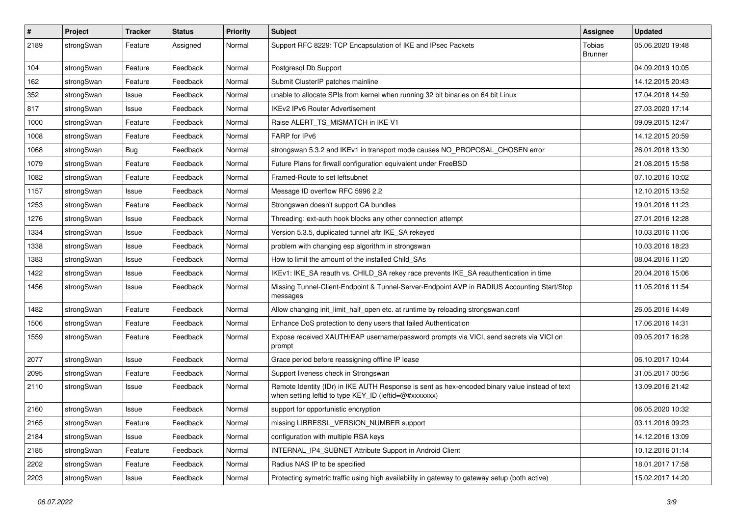| # | Project | Tracker | Status | Priority | Subject | Assignee | Updated |
|---|---|---|---|---|---|---|---|
| 2189 | strongSwan | Feature | Assigned | Normal | Support RFC 8229: TCP Encapsulation of IKE and IPsec Packets | Tobias Brunner | 05.06.2020 19:48 |
| 104 | strongSwan | Feature | Feedback | Normal | Postgresql Db Support | | 04.09.2019 10:05 |
| 162 | strongSwan | Feature | Feedback | Normal | Submit ClusterIP patches mainline | | 14.12.2015 20:43 |
| 352 | strongSwan | Issue | Feedback | Normal | unable to allocate SPIs from kernel when running 32 bit binaries on 64 bit Linux | | 17.04.2018 14:59 |
| 817 | strongSwan | Issue | Feedback | Normal | IKEv2 IPv6 Router Advertisement | | 27.03.2020 17:14 |
| 1000 | strongSwan | Feature | Feedback | Normal | Raise ALERT_TS_MISMATCH in IKE V1 | | 09.09.2015 12:47 |
| 1008 | strongSwan | Feature | Feedback | Normal | FARP for IPv6 | | 14.12.2015 20:59 |
| 1068 | strongSwan | Bug | Feedback | Normal | strongswan 5.3.2 and IKEv1 in transport mode causes NO_PROPOSAL_CHOSEN error | | 26.01.2018 13:30 |
| 1079 | strongSwan | Feature | Feedback | Normal | Future Plans for firwall configuration equivalent under FreeBSD | | 21.08.2015 15:58 |
| 1082 | strongSwan | Feature | Feedback | Normal | Framed-Route to set leftsubnet | | 07.10.2016 10:02 |
| 1157 | strongSwan | Issue | Feedback | Normal | Message ID overflow RFC 5996 2.2 | | 12.10.2015 13:52 |
| 1253 | strongSwan | Feature | Feedback | Normal | Strongswan doesn't support CA bundles | | 19.01.2016 11:23 |
| 1276 | strongSwan | Issue | Feedback | Normal | Threading: ext-auth hook blocks any other connection attempt | | 27.01.2016 12:28 |
| 1334 | strongSwan | Issue | Feedback | Normal | Version 5.3.5, duplicated tunnel aftr IKE_SA rekeyed | | 10.03.2016 11:06 |
| 1338 | strongSwan | Issue | Feedback | Normal | problem with changing esp algorithm in strongswan | | 10.03.2016 18:23 |
| 1383 | strongSwan | Issue | Feedback | Normal | How to limit the amount of the installed Child_SAs | | 08.04.2016 11:20 |
| 1422 | strongSwan | Issue | Feedback | Normal | IKEv1: IKE_SA reauth vs. CHILD_SA rekey race prevents IKE_SA reauthentication in time | | 20.04.2016 15:06 |
| 1456 | strongSwan | Issue | Feedback | Normal | Missing Tunnel-Client-Endpoint & Tunnel-Server-Endpoint AVP in RADIUS Accounting Start/Stop messages | | 11.05.2016 11:54 |
| 1482 | strongSwan | Feature | Feedback | Normal | Allow changing init_limit_half_open etc. at runtime by reloading strongswan.conf | | 26.05.2016 14:49 |
| 1506 | strongSwan | Feature | Feedback | Normal | Enhance DoS protection to deny users that failed Authentication | | 17.06.2016 14:31 |
| 1559 | strongSwan | Feature | Feedback | Normal | Expose received XAUTH/EAP username/password prompts via VICI, send secrets via VICI on prompt | | 09.05.2017 16:28 |
| 2077 | strongSwan | Issue | Feedback | Normal | Grace period before reassigning offline IP lease | | 06.10.2017 10:44 |
| 2095 | strongSwan | Feature | Feedback | Normal | Support liveness check in Strongswan | | 31.05.2017 00:56 |
| 2110 | strongSwan | Issue | Feedback | Normal | Remote Identity (IDr) in IKE AUTH Response is sent as hex-encoded binary value instead of text when setting leftid to type KEY_ID (leftid=@#xxxxxxx) | | 13.09.2016 21:42 |
| 2160 | strongSwan | Issue | Feedback | Normal | support for opportunistic encryption | | 06.05.2020 10:32 |
| 2165 | strongSwan | Feature | Feedback | Normal | missing LIBRESSL_VERSION_NUMBER support | | 03.11.2016 09:23 |
| 2184 | strongSwan | Issue | Feedback | Normal | configuration with multiple RSA keys | | 14.12.2016 13:09 |
| 2185 | strongSwan | Feature | Feedback | Normal | INTERNAL_IP4_SUBNET Attribute Support in Android Client | | 10.12.2016 01:14 |
| 2202 | strongSwan | Feature | Feedback | Normal | Radius NAS IP to be specified | | 18.01.2017 17:58 |
| 2203 | strongSwan | Issue | Feedback | Normal | Protecting symetric traffic using high availability in gateway to gateway setup (both active) | | 15.02.2017 14:20 |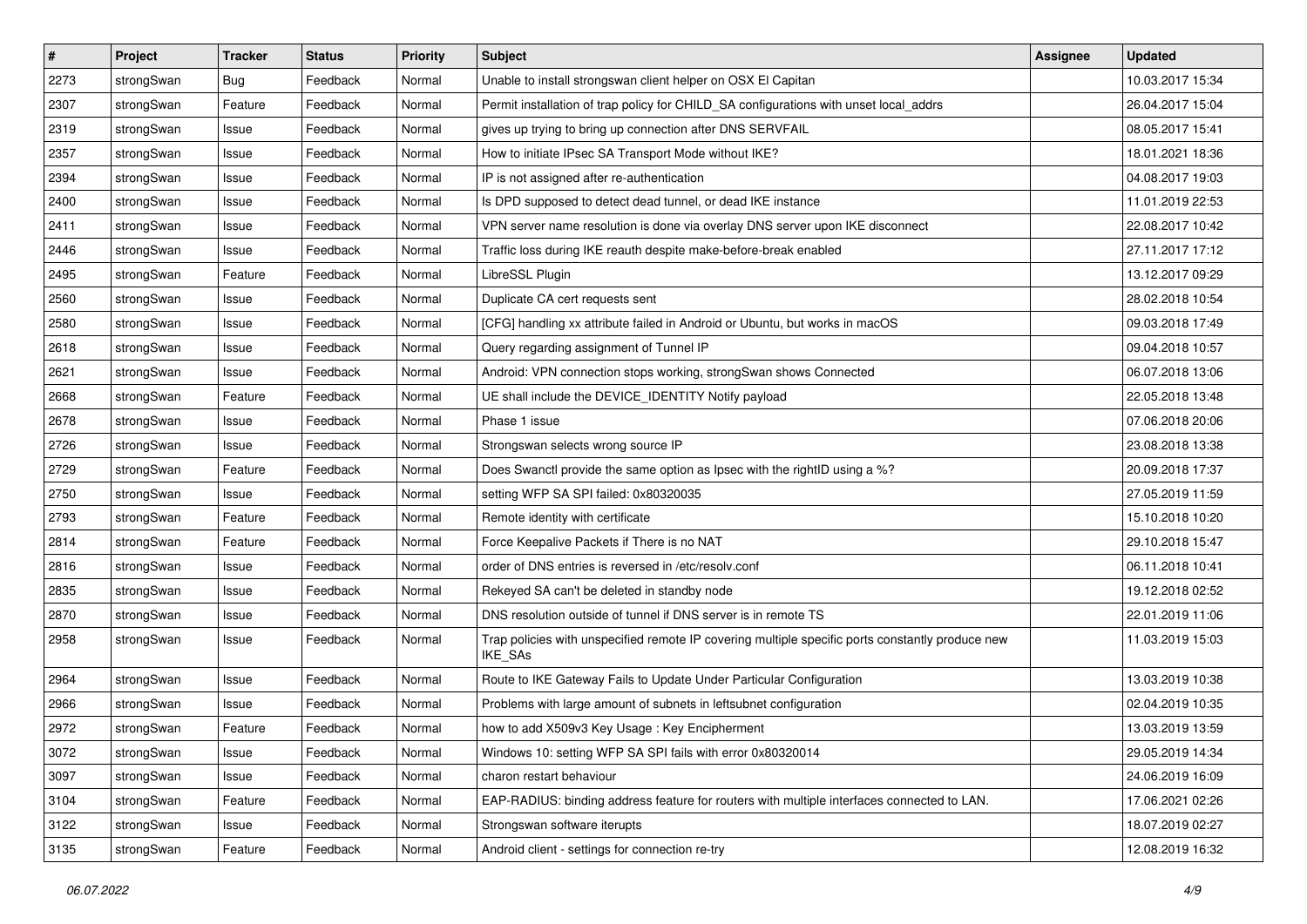| # | Project | Tracker | Status | Priority | Subject | Assignee | Updated |
|---|---|---|---|---|---|---|---|
| 2273 | strongSwan | Bug | Feedback | Normal | Unable to install strongswan client helper on OSX El Capitan | | 10.03.2017 15:34 |
| 2307 | strongSwan | Feature | Feedback | Normal | Permit installation of trap policy for CHILD_SA configurations with unset local_addrs | | 26.04.2017 15:04 |
| 2319 | strongSwan | Issue | Feedback | Normal | gives up trying to bring up connection after DNS SERVFAIL | | 08.05.2017 15:41 |
| 2357 | strongSwan | Issue | Feedback | Normal | How to initiate IPsec SA Transport Mode without IKE? | | 18.01.2021 18:36 |
| 2394 | strongSwan | Issue | Feedback | Normal | IP is not assigned after re-authentication | | 04.08.2017 19:03 |
| 2400 | strongSwan | Issue | Feedback | Normal | Is DPD supposed to detect dead tunnel, or dead IKE instance | | 11.01.2019 22:53 |
| 2411 | strongSwan | Issue | Feedback | Normal | VPN server name resolution is done via overlay DNS server upon IKE disconnect | | 22.08.2017 10:42 |
| 2446 | strongSwan | Issue | Feedback | Normal | Traffic loss during IKE reauth despite make-before-break enabled | | 27.11.2017 17:12 |
| 2495 | strongSwan | Feature | Feedback | Normal | LibreSSL Plugin | | 13.12.2017 09:29 |
| 2560 | strongSwan | Issue | Feedback | Normal | Duplicate CA cert requests sent | | 28.02.2018 10:54 |
| 2580 | strongSwan | Issue | Feedback | Normal | [CFG] handling xx attribute failed in Android or Ubuntu, but works in macOS | | 09.03.2018 17:49 |
| 2618 | strongSwan | Issue | Feedback | Normal | Query regarding assignment of Tunnel IP | | 09.04.2018 10:57 |
| 2621 | strongSwan | Issue | Feedback | Normal | Android: VPN connection stops working, strongSwan shows Connected | | 06.07.2018 13:06 |
| 2668 | strongSwan | Feature | Feedback | Normal | UE shall include the DEVICE_IDENTITY Notify payload | | 22.05.2018 13:48 |
| 2678 | strongSwan | Issue | Feedback | Normal | Phase 1 issue | | 07.06.2018 20:06 |
| 2726 | strongSwan | Issue | Feedback | Normal | Strongswan selects wrong source IP | | 23.08.2018 13:38 |
| 2729 | strongSwan | Feature | Feedback | Normal | Does Swanctl provide the same option as Ipsec with the rightID using a %? | | 20.09.2018 17:37 |
| 2750 | strongSwan | Issue | Feedback | Normal | setting WFP SA SPI failed: 0x80320035 | | 27.05.2019 11:59 |
| 2793 | strongSwan | Feature | Feedback | Normal | Remote identity with certificate | | 15.10.2018 10:20 |
| 2814 | strongSwan | Feature | Feedback | Normal | Force Keepalive Packets if There is no NAT | | 29.10.2018 15:47 |
| 2816 | strongSwan | Issue | Feedback | Normal | order of DNS entries is reversed in /etc/resolv.conf | | 06.11.2018 10:41 |
| 2835 | strongSwan | Issue | Feedback | Normal | Rekeyed SA can't be deleted in standby node | | 19.12.2018 02:52 |
| 2870 | strongSwan | Issue | Feedback | Normal | DNS resolution outside of tunnel if DNS server is in remote TS | | 22.01.2019 11:06 |
| 2958 | strongSwan | Issue | Feedback | Normal | Trap policies with unspecified remote IP covering multiple specific ports constantly produce new IKE_SAs | | 11.03.2019 15:03 |
| 2964 | strongSwan | Issue | Feedback | Normal | Route to IKE Gateway Fails to Update Under Particular Configuration | | 13.03.2019 10:38 |
| 2966 | strongSwan | Issue | Feedback | Normal | Problems with large amount of subnets in leftsubnet configuration | | 02.04.2019 10:35 |
| 2972 | strongSwan | Feature | Feedback | Normal | how to add X509v3 Key Usage : Key Encipherment | | 13.03.2019 13:59 |
| 3072 | strongSwan | Issue | Feedback | Normal | Windows 10: setting WFP SA SPI fails with error 0x80320014 | | 29.05.2019 14:34 |
| 3097 | strongSwan | Issue | Feedback | Normal | charon restart behaviour | | 24.06.2019 16:09 |
| 3104 | strongSwan | Feature | Feedback | Normal | EAP-RADIUS: binding address feature for routers with multiple interfaces connected to LAN. | | 17.06.2021 02:26 |
| 3122 | strongSwan | Issue | Feedback | Normal | Strongswan software iterupts | | 18.07.2019 02:27 |
| 3135 | strongSwan | Feature | Feedback | Normal | Android client - settings for connection re-try | | 12.08.2019 16:32 |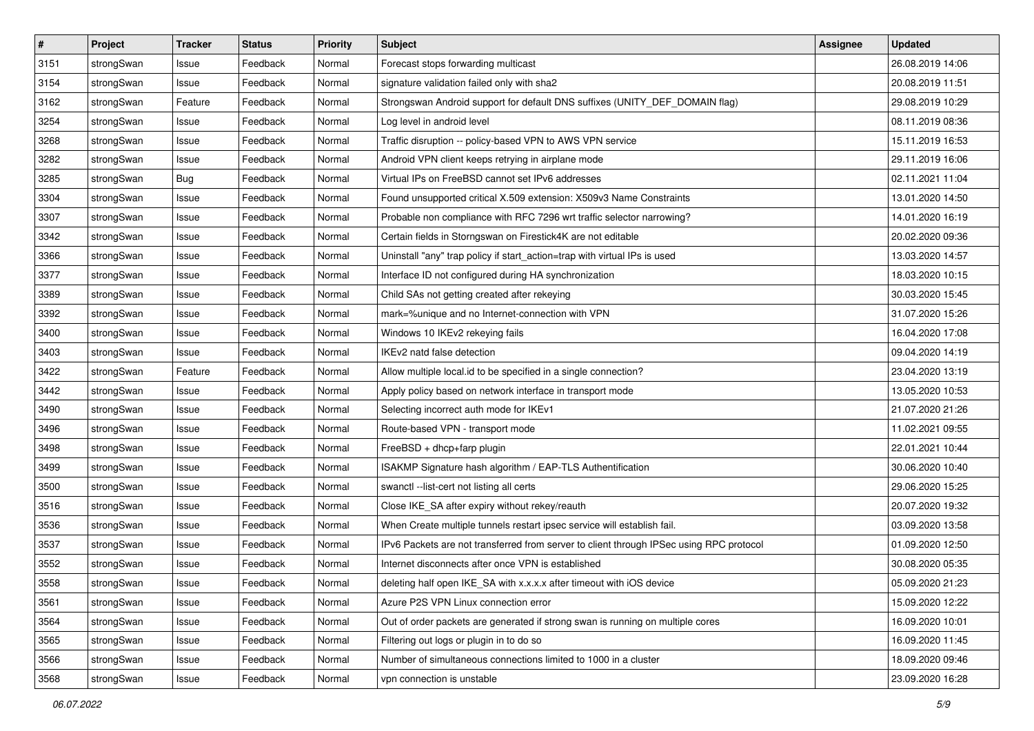| # | Project | Tracker | Status | Priority | Subject | Assignee | Updated |
|---|---|---|---|---|---|---|---|
| 3151 | strongSwan | Issue | Feedback | Normal | Forecast stops forwarding multicast | | 26.08.2019 14:06 |
| 3154 | strongSwan | Issue | Feedback | Normal | signature validation failed only with sha2 | | 20.08.2019 11:51 |
| 3162 | strongSwan | Feature | Feedback | Normal | Strongswan Android support for default DNS suffixes (UNITY_DEF_DOMAIN flag) | | 29.08.2019 10:29 |
| 3254 | strongSwan | Issue | Feedback | Normal | Log level in android level | | 08.11.2019 08:36 |
| 3268 | strongSwan | Issue | Feedback | Normal | Traffic disruption -- policy-based VPN to AWS VPN service | | 15.11.2019 16:53 |
| 3282 | strongSwan | Issue | Feedback | Normal | Android VPN client keeps retrying in airplane mode | | 29.11.2019 16:06 |
| 3285 | strongSwan | Bug | Feedback | Normal | Virtual IPs on FreeBSD cannot set IPv6 addresses | | 02.11.2021 11:04 |
| 3304 | strongSwan | Issue | Feedback | Normal | Found unsupported critical X.509 extension: X509v3 Name Constraints | | 13.01.2020 14:50 |
| 3307 | strongSwan | Issue | Feedback | Normal | Probable non compliance with RFC 7296 wrt traffic selector narrowing? | | 14.01.2020 16:19 |
| 3342 | strongSwan | Issue | Feedback | Normal | Certain fields in Storngswan on Firestick4K are not editable | | 20.02.2020 09:36 |
| 3366 | strongSwan | Issue | Feedback | Normal | Uninstall "any" trap policy if start_action=trap with virtual IPs is used | | 13.03.2020 14:57 |
| 3377 | strongSwan | Issue | Feedback | Normal | Interface ID not configured during HA synchronization | | 18.03.2020 10:15 |
| 3389 | strongSwan | Issue | Feedback | Normal | Child SAs not getting created after rekeying | | 30.03.2020 15:45 |
| 3392 | strongSwan | Issue | Feedback | Normal | mark=%unique and no Internet-connection with VPN | | 31.07.2020 15:26 |
| 3400 | strongSwan | Issue | Feedback | Normal | Windows 10 IKEv2 rekeying fails | | 16.04.2020 17:08 |
| 3403 | strongSwan | Issue | Feedback | Normal | IKEv2 natd false detection | | 09.04.2020 14:19 |
| 3422 | strongSwan | Feature | Feedback | Normal | Allow multiple local.id to be specified in a single connection? | | 23.04.2020 13:19 |
| 3442 | strongSwan | Issue | Feedback | Normal | Apply policy based on network interface in transport mode | | 13.05.2020 10:53 |
| 3490 | strongSwan | Issue | Feedback | Normal | Selecting incorrect auth mode for IKEv1 | | 21.07.2020 21:26 |
| 3496 | strongSwan | Issue | Feedback | Normal | Route-based VPN - transport mode | | 11.02.2021 09:55 |
| 3498 | strongSwan | Issue | Feedback | Normal | FreeBSD + dhcp+farp plugin | | 22.01.2021 10:44 |
| 3499 | strongSwan | Issue | Feedback | Normal | ISAKMP Signature hash algorithm / EAP-TLS Authentification | | 30.06.2020 10:40 |
| 3500 | strongSwan | Issue | Feedback | Normal | swanctl --list-cert not listing all certs | | 29.06.2020 15:25 |
| 3516 | strongSwan | Issue | Feedback | Normal | Close IKE_SA after expiry without rekey/reauth | | 20.07.2020 19:32 |
| 3536 | strongSwan | Issue | Feedback | Normal | When Create multiple tunnels restart ipsec service will establish fail. | | 03.09.2020 13:58 |
| 3537 | strongSwan | Issue | Feedback | Normal | IPv6 Packets are not transferred from server to client through IPSec using RPC protocol | | 01.09.2020 12:50 |
| 3552 | strongSwan | Issue | Feedback | Normal | Internet disconnects after once VPN is established | | 30.08.2020 05:35 |
| 3558 | strongSwan | Issue | Feedback | Normal | deleting half open IKE_SA with x.x.x.x after timeout with iOS device | | 05.09.2020 21:23 |
| 3561 | strongSwan | Issue | Feedback | Normal | Azure P2S VPN Linux connection error | | 15.09.2020 12:22 |
| 3564 | strongSwan | Issue | Feedback | Normal | Out of order packets are generated if strong swan is running on multiple cores | | 16.09.2020 10:01 |
| 3565 | strongSwan | Issue | Feedback | Normal | Filtering out logs or plugin in to do so | | 16.09.2020 11:45 |
| 3566 | strongSwan | Issue | Feedback | Normal | Number of simultaneous connections limited to 1000 in a cluster | | 18.09.2020 09:46 |
| 3568 | strongSwan | Issue | Feedback | Normal | vpn connection is unstable | | 23.09.2020 16:28 |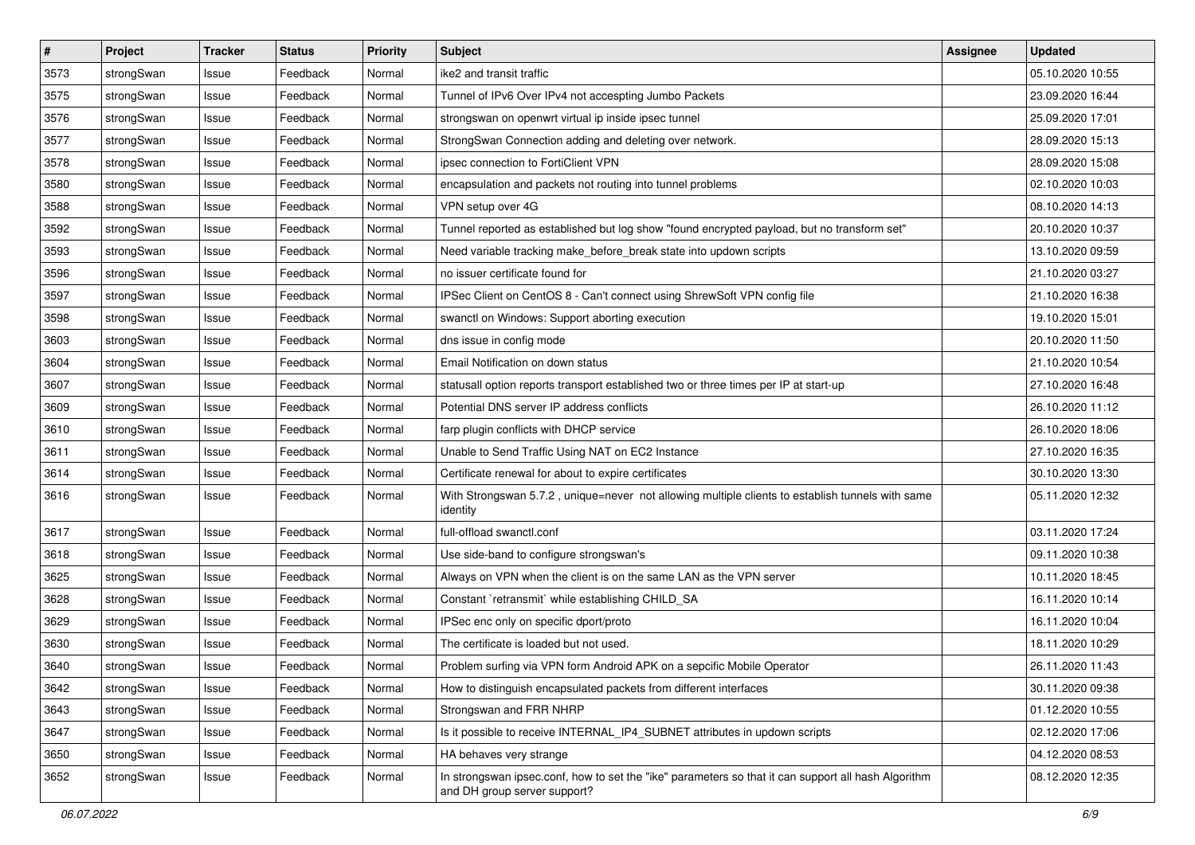| # | Project | Tracker | Status | Priority | Subject | Assignee | Updated |
|---|---|---|---|---|---|---|---|
| 3573 | strongSwan | Issue | Feedback | Normal | ike2 and transit traffic | | 05.10.2020 10:55 |
| 3575 | strongSwan | Issue | Feedback | Normal | Tunnel of IPv6 Over IPv4 not accespting Jumbo Packets | | 23.09.2020 16:44 |
| 3576 | strongSwan | Issue | Feedback | Normal | strongswan on openwrt virtual ip inside ipsec tunnel | | 25.09.2020 17:01 |
| 3577 | strongSwan | Issue | Feedback | Normal | StrongSwan Connection adding and deleting over network. | | 28.09.2020 15:13 |
| 3578 | strongSwan | Issue | Feedback | Normal | ipsec connection to FortiClient VPN | | 28.09.2020 15:08 |
| 3580 | strongSwan | Issue | Feedback | Normal | encapsulation and packets not routing into tunnel problems | | 02.10.2020 10:03 |
| 3588 | strongSwan | Issue | Feedback | Normal | VPN setup over 4G | | 08.10.2020 14:13 |
| 3592 | strongSwan | Issue | Feedback | Normal | Tunnel reported as established but log show "found encrypted payload, but no transform set" | | 20.10.2020 10:37 |
| 3593 | strongSwan | Issue | Feedback | Normal | Need variable tracking make_before_break state into updown scripts | | 13.10.2020 09:59 |
| 3596 | strongSwan | Issue | Feedback | Normal | no issuer certificate found for | | 21.10.2020 03:27 |
| 3597 | strongSwan | Issue | Feedback | Normal | IPSec Client on CentOS 8 - Can't connect using ShrewSoft VPN config file | | 21.10.2020 16:38 |
| 3598 | strongSwan | Issue | Feedback | Normal | swanctl on Windows: Support aborting execution | | 19.10.2020 15:01 |
| 3603 | strongSwan | Issue | Feedback | Normal | dns issue in config mode | | 20.10.2020 11:50 |
| 3604 | strongSwan | Issue | Feedback | Normal | Email Notification on down status | | 21.10.2020 10:54 |
| 3607 | strongSwan | Issue | Feedback | Normal | statusall option reports transport established two or three times per IP at start-up | | 27.10.2020 16:48 |
| 3609 | strongSwan | Issue | Feedback | Normal | Potential DNS server IP address conflicts | | 26.10.2020 11:12 |
| 3610 | strongSwan | Issue | Feedback | Normal | farp plugin conflicts with DHCP service | | 26.10.2020 18:06 |
| 3611 | strongSwan | Issue | Feedback | Normal | Unable to Send Traffic Using NAT on EC2 Instance | | 27.10.2020 16:35 |
| 3614 | strongSwan | Issue | Feedback | Normal | Certificate renewal for about to expire certificates | | 30.10.2020 13:30 |
| 3616 | strongSwan | Issue | Feedback | Normal | With Strongswan 5.7.2 , unique=never not allowing multiple clients to establish tunnels with same identity | | 05.11.2020 12:32 |
| 3617 | strongSwan | Issue | Feedback | Normal | full-offload swanctl.conf | | 03.11.2020 17:24 |
| 3618 | strongSwan | Issue | Feedback | Normal | Use side-band to configure strongswan's | | 09.11.2020 10:38 |
| 3625 | strongSwan | Issue | Feedback | Normal | Always on VPN when the client is on the same LAN as the VPN server | | 10.11.2020 18:45 |
| 3628 | strongSwan | Issue | Feedback | Normal | Constant `retransmit` while establishing CHILD_SA | | 16.11.2020 10:14 |
| 3629 | strongSwan | Issue | Feedback | Normal | IPSec enc only on specific dport/proto | | 16.11.2020 10:04 |
| 3630 | strongSwan | Issue | Feedback | Normal | The certificate is loaded but not used. | | 18.11.2020 10:29 |
| 3640 | strongSwan | Issue | Feedback | Normal | Problem surfing via VPN form Android APK on a sepcific Mobile Operator | | 26.11.2020 11:43 |
| 3642 | strongSwan | Issue | Feedback | Normal | How to distinguish encapsulated packets from different interfaces | | 30.11.2020 09:38 |
| 3643 | strongSwan | Issue | Feedback | Normal | Strongswan and FRR NHRP | | 01.12.2020 10:55 |
| 3647 | strongSwan | Issue | Feedback | Normal | Is it possible to receive INTERNAL_IP4_SUBNET attributes in updown scripts | | 02.12.2020 17:06 |
| 3650 | strongSwan | Issue | Feedback | Normal | HA behaves very strange | | 04.12.2020 08:53 |
| 3652 | strongSwan | Issue | Feedback | Normal | In strongswan ipsec.conf, how to set the "ike" parameters so that it can support all hash Algorithm and DH group server support? | | 08.12.2020 12:35 |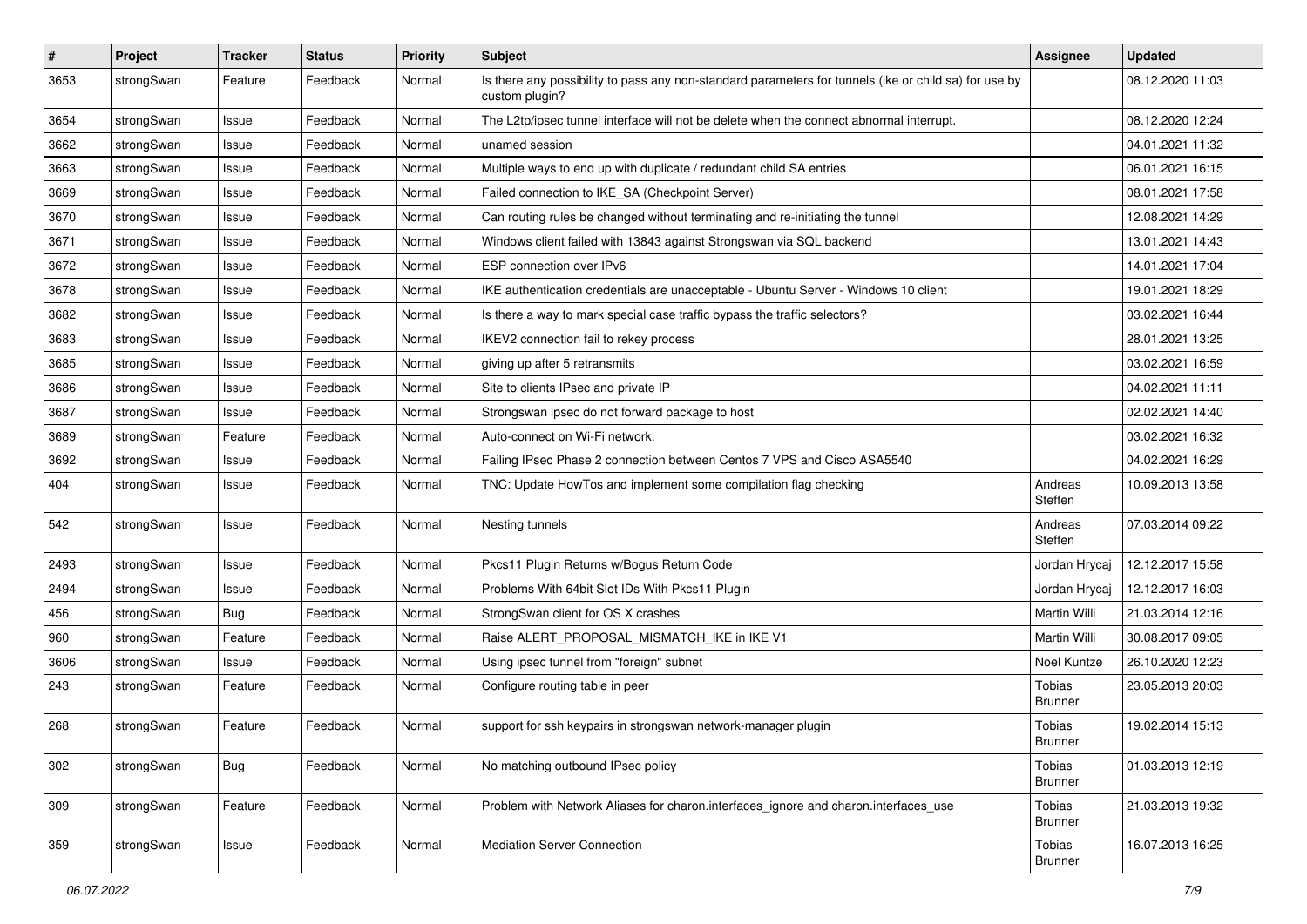| # | Project | Tracker | Status | Priority | Subject | Assignee | Updated |
|---|---|---|---|---|---|---|---|
| 3653 | strongSwan | Feature | Feedback | Normal | Is there any possibility to pass any non-standard parameters for tunnels (ike or child sa) for use by custom plugin? | | 08.12.2020 11:03 |
| 3654 | strongSwan | Issue | Feedback | Normal | The L2tp/ipsec tunnel interface will not be delete when the connect abnormal interrupt. | | 08.12.2020 12:24 |
| 3662 | strongSwan | Issue | Feedback | Normal | unamed session | | 04.01.2021 11:32 |
| 3663 | strongSwan | Issue | Feedback | Normal | Multiple ways to end up with duplicate / redundant child SA entries | | 06.01.2021 16:15 |
| 3669 | strongSwan | Issue | Feedback | Normal | Failed connection to IKE_SA (Checkpoint Server) | | 08.01.2021 17:58 |
| 3670 | strongSwan | Issue | Feedback | Normal | Can routing rules be changed without terminating and re-initiating the tunnel | | 12.08.2021 14:29 |
| 3671 | strongSwan | Issue | Feedback | Normal | Windows client failed with 13843 against Strongswan via SQL backend | | 13.01.2021 14:43 |
| 3672 | strongSwan | Issue | Feedback | Normal | ESP connection over IPv6 | | 14.01.2021 17:04 |
| 3678 | strongSwan | Issue | Feedback | Normal | IKE authentication credentials are unacceptable - Ubuntu Server - Windows 10 client | | 19.01.2021 18:29 |
| 3682 | strongSwan | Issue | Feedback | Normal | Is there a way to mark special case traffic bypass the traffic selectors? | | 03.02.2021 16:44 |
| 3683 | strongSwan | Issue | Feedback | Normal | IKEV2 connection fail to rekey process | | 28.01.2021 13:25 |
| 3685 | strongSwan | Issue | Feedback | Normal | giving up after 5 retransmits | | 03.02.2021 16:59 |
| 3686 | strongSwan | Issue | Feedback | Normal | Site to clients IPsec and private IP | | 04.02.2021 11:11 |
| 3687 | strongSwan | Issue | Feedback | Normal | Strongswan ipsec do not forward package to host | | 02.02.2021 14:40 |
| 3689 | strongSwan | Feature | Feedback | Normal | Auto-connect on Wi-Fi network. | | 03.02.2021 16:32 |
| 3692 | strongSwan | Issue | Feedback | Normal | Failing IPsec Phase 2 connection between Centos 7 VPS and Cisco ASA5540 | | 04.02.2021 16:29 |
| 404 | strongSwan | Issue | Feedback | Normal | TNC: Update HowTos and implement some compilation flag checking | Andreas Steffen | 10.09.2013 13:58 |
| 542 | strongSwan | Issue | Feedback | Normal | Nesting tunnels | Andreas Steffen | 07.03.2014 09:22 |
| 2493 | strongSwan | Issue | Feedback | Normal | Pkcs11 Plugin Returns w/Bogus Return Code | Jordan Hrycaj | 12.12.2017 15:58 |
| 2494 | strongSwan | Issue | Feedback | Normal | Problems With 64bit Slot IDs With Pkcs11 Plugin | Jordan Hrycaj | 12.12.2017 16:03 |
| 456 | strongSwan | Bug | Feedback | Normal | StrongSwan client for OS X crashes | Martin Willi | 21.03.2014 12:16 |
| 960 | strongSwan | Feature | Feedback | Normal | Raise ALERT_PROPOSAL_MISMATCH_IKE in IKE V1 | Martin Willi | 30.08.2017 09:05 |
| 3606 | strongSwan | Issue | Feedback | Normal | Using ipsec tunnel from "foreign" subnet | Noel Kuntze | 26.10.2020 12:23 |
| 243 | strongSwan | Feature | Feedback | Normal | Configure routing table in peer | Tobias Brunner | 23.05.2013 20:03 |
| 268 | strongSwan | Feature | Feedback | Normal | support for ssh keypairs in strongswan network-manager plugin | Tobias Brunner | 19.02.2014 15:13 |
| 302 | strongSwan | Bug | Feedback | Normal | No matching outbound IPsec policy | Tobias Brunner | 01.03.2013 12:19 |
| 309 | strongSwan | Feature | Feedback | Normal | Problem with Network Aliases for charon.interfaces_ignore and charon.interfaces_use | Tobias Brunner | 21.03.2013 19:32 |
| 359 | strongSwan | Issue | Feedback | Normal | Mediation Server Connection | Tobias Brunner | 16.07.2013 16:25 |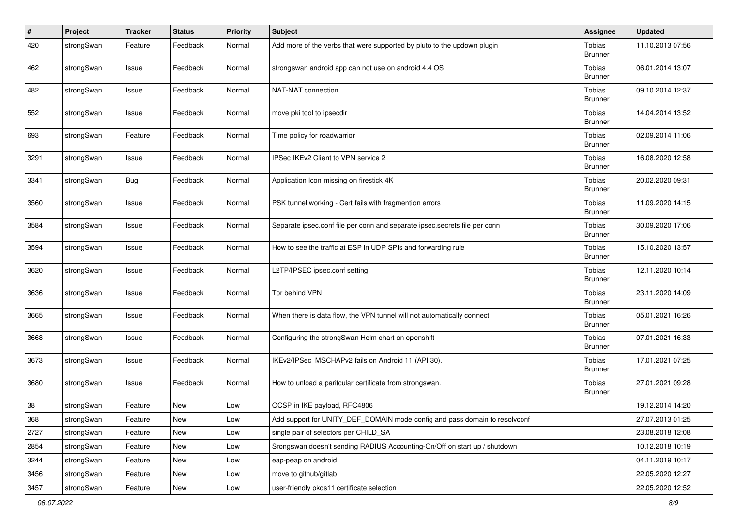| # | Project | Tracker | Status | Priority | Subject | Assignee | Updated |
|---|---|---|---|---|---|---|---|
| 420 | strongSwan | Feature | Feedback | Normal | Add more of the verbs that were supported by pluto to the updown plugin | Tobias Brunner | 11.10.2013 07:56 |
| 462 | strongSwan | Issue | Feedback | Normal | strongswan android app can not use on android 4.4 OS | Tobias Brunner | 06.01.2014 13:07 |
| 482 | strongSwan | Issue | Feedback | Normal | NAT-NAT connection | Tobias Brunner | 09.10.2014 12:37 |
| 552 | strongSwan | Issue | Feedback | Normal | move pki tool to ipsecdir | Tobias Brunner | 14.04.2014 13:52 |
| 693 | strongSwan | Feature | Feedback | Normal | Time policy for roadwarrior | Tobias Brunner | 02.09.2014 11:06 |
| 3291 | strongSwan | Issue | Feedback | Normal | IPSec IKEv2 Client to VPN service 2 | Tobias Brunner | 16.08.2020 12:58 |
| 3341 | strongSwan | Bug | Feedback | Normal | Application Icon missing on firestick 4K | Tobias Brunner | 20.02.2020 09:31 |
| 3560 | strongSwan | Issue | Feedback | Normal | PSK tunnel working - Cert fails with fragmention errors | Tobias Brunner | 11.09.2020 14:15 |
| 3584 | strongSwan | Issue | Feedback | Normal | Separate ipsec.conf file per conn and separate ipsec.secrets file per conn | Tobias Brunner | 30.09.2020 17:06 |
| 3594 | strongSwan | Issue | Feedback | Normal | How to see the traffic at ESP in UDP SPIs and forwarding rule | Tobias Brunner | 15.10.2020 13:57 |
| 3620 | strongSwan | Issue | Feedback | Normal | L2TP/IPSEC ipsec.conf setting | Tobias Brunner | 12.11.2020 10:14 |
| 3636 | strongSwan | Issue | Feedback | Normal | Tor behind VPN | Tobias Brunner | 23.11.2020 14:09 |
| 3665 | strongSwan | Issue | Feedback | Normal | When there is data flow, the VPN tunnel will not automatically connect | Tobias Brunner | 05.01.2021 16:26 |
| 3668 | strongSwan | Issue | Feedback | Normal | Configuring the strongSwan Helm chart on openshift | Tobias Brunner | 07.01.2021 16:33 |
| 3673 | strongSwan | Issue | Feedback | Normal | IKEv2/IPSec MSCHAPv2 fails on Android 11 (API 30). | Tobias Brunner | 17.01.2021 07:25 |
| 3680 | strongSwan | Issue | Feedback | Normal | How to unload a paritcular certificate from strongswan. | Tobias Brunner | 27.01.2021 09:28 |
| 38 | strongSwan | Feature | New | Low | OCSP in IKE payload, RFC4806 | | 19.12.2014 14:20 |
| 368 | strongSwan | Feature | New | Low | Add support for UNITY_DEF_DOMAIN mode config and pass domain to resolvconf | | 27.07.2013 01:25 |
| 2727 | strongSwan | Feature | New | Low | single pair of selectors per CHILD_SA | | 23.08.2018 12:08 |
| 2854 | strongSwan | Feature | New | Low | Srongswan doesn't sending RADIUS Accounting-On/Off on start up / shutdown | | 10.12.2018 10:19 |
| 3244 | strongSwan | Feature | New | Low | eap-peap on android | | 04.11.2019 10:17 |
| 3456 | strongSwan | Feature | New | Low | move to github/gitlab | | 22.05.2020 12:27 |
| 3457 | strongSwan | Feature | New | Low | user-friendly pkcs11 certificate selection | | 22.05.2020 12:52 |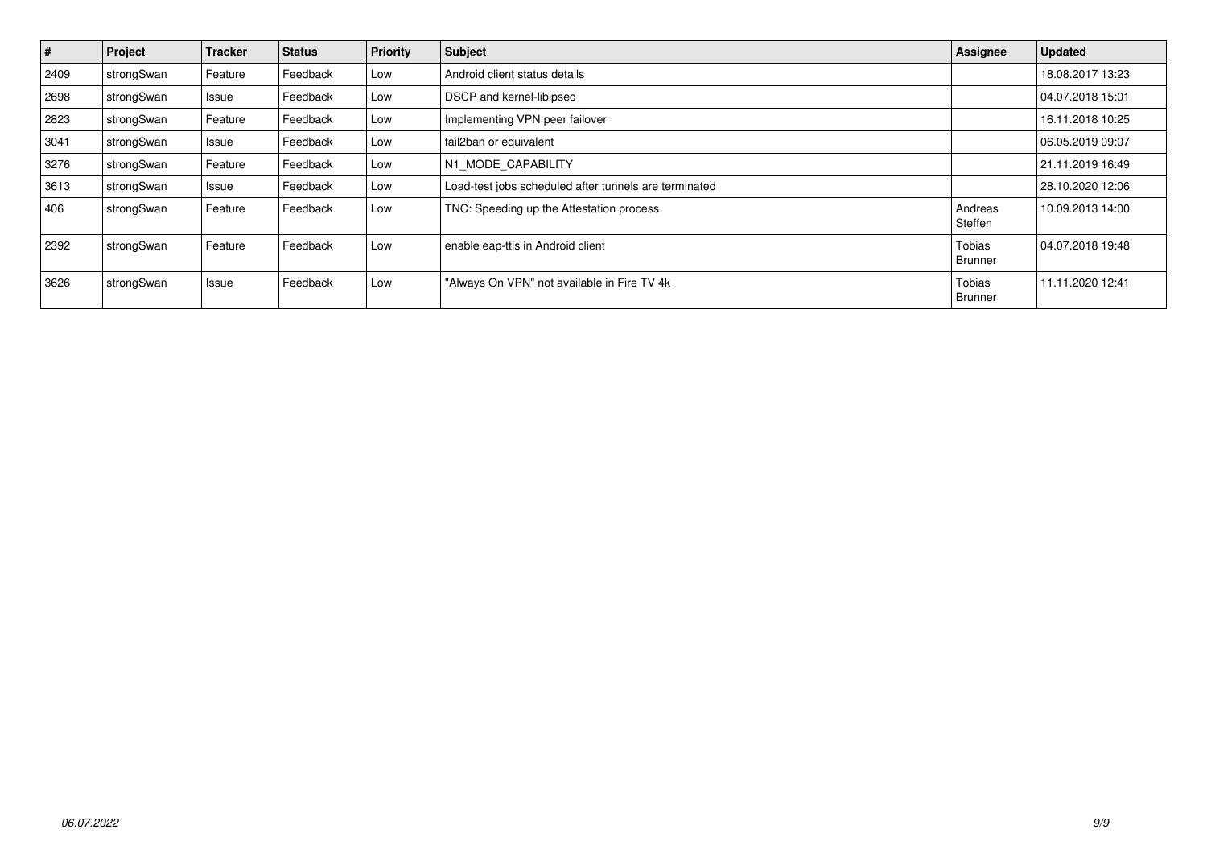| # | Project | Tracker | Status | Priority | Subject | Assignee | Updated |
|---|---|---|---|---|---|---|---|
| 2409 | strongSwan | Feature | Feedback | Low | Android client status details | | 18.08.2017 13:23 |
| 2698 | strongSwan | Issue | Feedback | Low | DSCP and kernel-libipsec | | 04.07.2018 15:01 |
| 2823 | strongSwan | Feature | Feedback | Low | Implementing VPN peer failover | | 16.11.2018 10:25 |
| 3041 | strongSwan | Issue | Feedback | Low | fail2ban or equivalent | | 06.05.2019 09:07 |
| 3276 | strongSwan | Feature | Feedback | Low | N1_MODE_CAPABILITY | | 21.11.2019 16:49 |
| 3613 | strongSwan | Issue | Feedback | Low | Load-test jobs scheduled after tunnels are terminated | | 28.10.2020 12:06 |
| 406 | strongSwan | Feature | Feedback | Low | TNC: Speeding up the Attestation process | Andreas Steffen | 10.09.2013 14:00 |
| 2392 | strongSwan | Feature | Feedback | Low | enable eap-ttls in Android client | Tobias Brunner | 04.07.2018 19:48 |
| 3626 | strongSwan | Issue | Feedback | Low | "Always On VPN" not available in Fire TV 4k | Tobias Brunner | 11.11.2020 12:41 |

*06.07.2022*